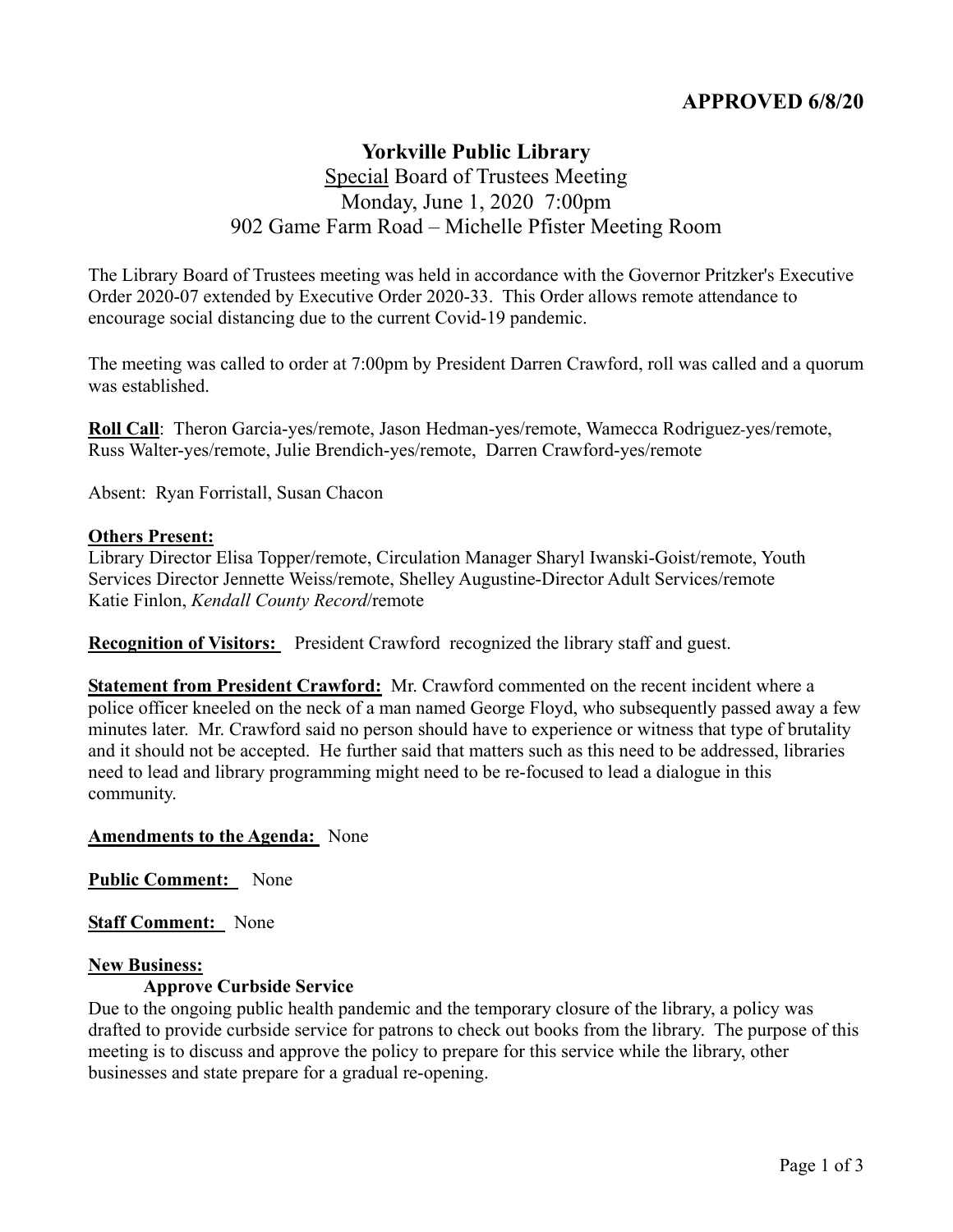**APPROVED 6/8/20**

# Yorkville Public Library

## Special Board of Trustees Meeting

Monday, June 1, 2020 7:00pm

902 Game Farm Road – Michelle Pfister Meeting Room

The Library Board of Trustees meeting was held in accordance with the Governor Pritzker's Executive Order 2020-07 extended by Executive Order 2020-33. This Order allows remote attendance to encourage social distancing due to the current Covid-19 pandemic.

The meeting was called to order at 7:00pm by President Darren Crawford, roll was called and a quorum was established.

**Roll Call**: Theron Garcia-yes/remote, Jason Hedman-yes/remote, Wamecca Rodriguez-yes/remote, Russ Walter-yes/remote, Julie Brendich-yes/remote, Darren Crawford-yes/remote

Absent: Ryan Forristall, Susan Chacon

**Others Present:**

Library Director Elisa Topper/remote, Circulation Manager Sharyl Iwanski-Goist/remote, Youth Services Director Jennette Weiss/remote, Shelley Augustine-Director Adult Services/remote
Katie Finlon, *Kendall County Record*/remote

**Recognition of Visitors:** President Crawford recognized the library staff and guest.

**Statement from President Crawford:** Mr. Crawford commented on the recent incident where a police officer kneeled on the neck of a man named George Floyd, who subsequently passed away a few minutes later. Mr. Crawford said no person should have to experience or witness that type of brutality and it should not be accepted. He further said that matters such as this need to be addressed, libraries need to lead and library programming might need to be re-focused to lead a dialogue in this community.

**Amendments to the Agenda:** None

**Public Comment:** None

**Staff Comment:** None

**New Business:**

**Approve Curbside Service**

Due to the ongoing public health pandemic and the temporary closure of the library, a policy was drafted to provide curbside service for patrons to check out books from the library. The purpose of this meeting is to discuss and approve the policy to prepare for this service while the library, other businesses and state prepare for a gradual re-opening.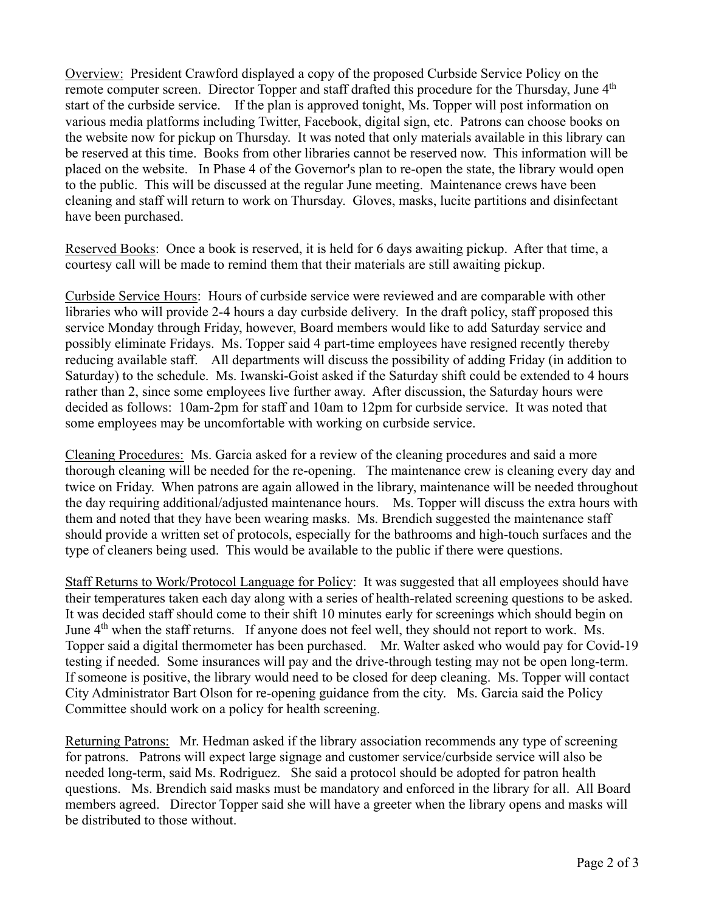Overview: President Crawford displayed a copy of the proposed Curbside Service Policy on the remote computer screen. Director Topper and staff drafted this procedure for the Thursday, June 4th start of the curbside service. If the plan is approved tonight, Ms. Topper will post information on various media platforms including Twitter, Facebook, digital sign, etc. Patrons can choose books on the website now for pickup on Thursday. It was noted that only materials available in this library can be reserved at this time. Books from other libraries cannot be reserved now. This information will be placed on the website. In Phase 4 of the Governor's plan to re-open the state, the library would open to the public. This will be discussed at the regular June meeting. Maintenance crews have been cleaning and staff will return to work on Thursday. Gloves, masks, lucite partitions and disinfectant have been purchased.

Reserved Books: Once a book is reserved, it is held for 6 days awaiting pickup. After that time, a courtesy call will be made to remind them that their materials are still awaiting pickup.

Curbside Service Hours: Hours of curbside service were reviewed and are comparable with other libraries who will provide 2-4 hours a day curbside delivery. In the draft policy, staff proposed this service Monday through Friday, however, Board members would like to add Saturday service and possibly eliminate Fridays. Ms. Topper said 4 part-time employees have resigned recently thereby reducing available staff. All departments will discuss the possibility of adding Friday (in addition to Saturday) to the schedule. Ms. Iwanski-Goist asked if the Saturday shift could be extended to 4 hours rather than 2, since some employees live further away. After discussion, the Saturday hours were decided as follows: 10am-2pm for staff and 10am to 12pm for curbside service. It was noted that some employees may be uncomfortable with working on curbside service.

Cleaning Procedures: Ms. Garcia asked for a review of the cleaning procedures and said a more thorough cleaning will be needed for the re-opening. The maintenance crew is cleaning every day and twice on Friday. When patrons are again allowed in the library, maintenance will be needed throughout the day requiring additional/adjusted maintenance hours. Ms. Topper will discuss the extra hours with them and noted that they have been wearing masks. Ms. Brendich suggested the maintenance staff should provide a written set of protocols, especially for the bathrooms and high-touch surfaces and the type of cleaners being used. This would be available to the public if there were questions.

Staff Returns to Work/Protocol Language for Policy: It was suggested that all employees should have their temperatures taken each day along with a series of health-related screening questions to be asked. It was decided staff should come to their shift 10 minutes early for screenings which should begin on June 4th when the staff returns. If anyone does not feel well, they should not report to work. Ms. Topper said a digital thermometer has been purchased. Mr. Walter asked who would pay for Covid-19 testing if needed. Some insurances will pay and the drive-through testing may not be open long-term. If someone is positive, the library would need to be closed for deep cleaning. Ms. Topper will contact City Administrator Bart Olson for re-opening guidance from the city. Ms. Garcia said the Policy Committee should work on a policy for health screening.

Returning Patrons: Mr. Hedman asked if the library association recommends any type of screening for patrons. Patrons will expect large signage and customer service/curbside service will also be needed long-term, said Ms. Rodriguez. She said a protocol should be adopted for patron health questions. Ms. Brendich said masks must be mandatory and enforced in the library for all. All Board members agreed. Director Topper said she will have a greeter when the library opens and masks will be distributed to those without.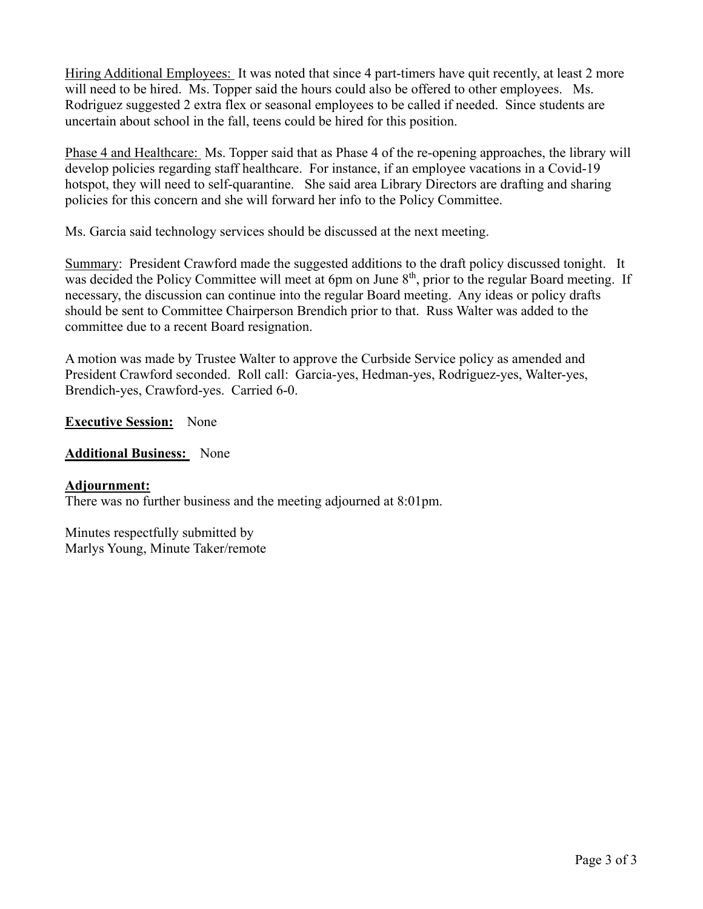Hiring Additional Employees: It was noted that since 4 part-timers have quit recently, at least 2 more will need to be hired. Ms. Topper said the hours could also be offered to other employees. Ms. Rodriguez suggested 2 extra flex or seasonal employees to be called if needed. Since students are uncertain about school in the fall, teens could be hired for this position.

Phase 4 and Healthcare: Ms. Topper said that as Phase 4 of the re-opening approaches, the library will develop policies regarding staff healthcare. For instance, if an employee vacations in a Covid-19 hotspot, they will need to self-quarantine. She said area Library Directors are drafting and sharing policies for this concern and she will forward her info to the Policy Committee.

Ms. Garcia said technology services should be discussed at the next meeting.

Summary: President Crawford made the suggested additions to the draft policy discussed tonight. It was decided the Policy Committee will meet at 6pm on June 8th, prior to the regular Board meeting. If necessary, the discussion can continue into the regular Board meeting. Any ideas or policy drafts should be sent to Committee Chairperson Brendich prior to that. Russ Walter was added to the committee due to a recent Board resignation.

A motion was made by Trustee Walter to approve the Curbside Service policy as amended and President Crawford seconded. Roll call: Garcia-yes, Hedman-yes, Rodriguez-yes, Walter-yes, Brendich-yes, Crawford-yes. Carried 6-0.

**Executive Session:** None

**Additional Business:** None

**Adjournment:**
There was no further business and the meeting adjourned at 8:01pm.

Minutes respectfully submitted by
Marlys Young, Minute Taker/remote